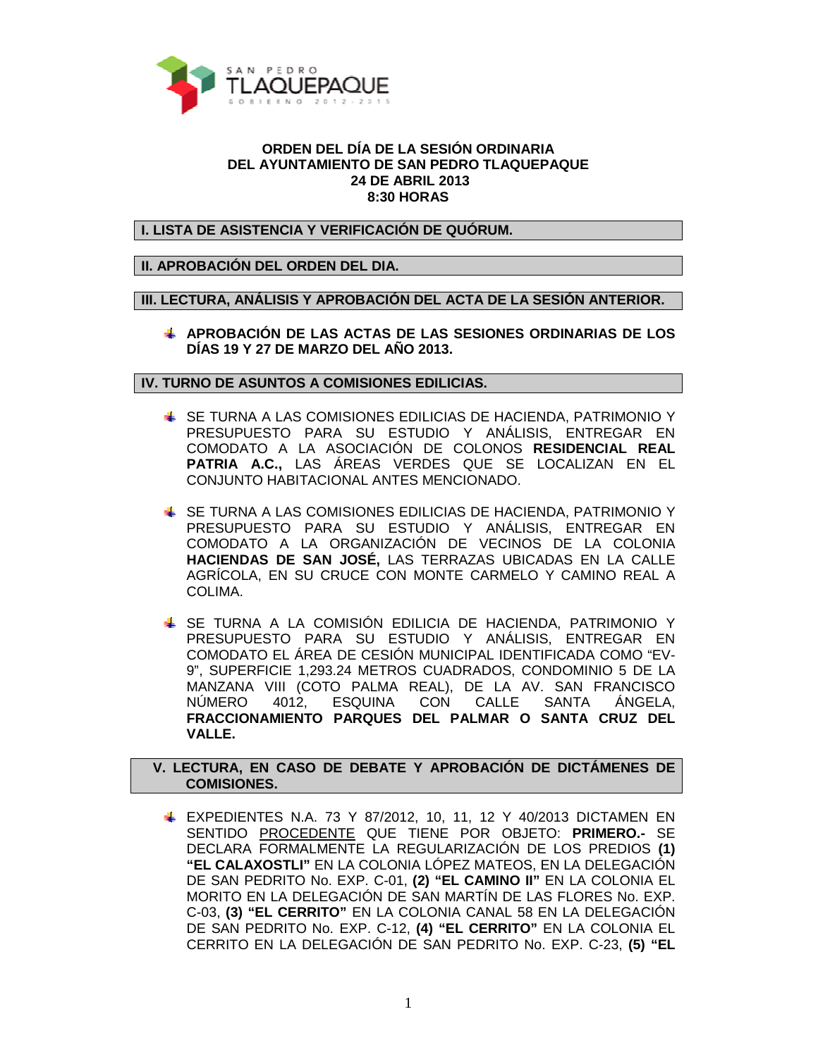SAN PEDRO TLAQUEPAQUE
GOBIERNO 2012 - 2015

**ORDEN DEL DÍA DE LA SESIÓN ORDINARIA**
**DEL AYUNTAMIENTO DE SAN PEDRO TLAQUEPAQUE**
**24 DE ABRIL 2013**
**8:30 HORAS**

## I. LISTA DE ASISTENCIA Y VERIFICACIÓN DE QUÓRUM.

## II. APROBACIÓN DEL ORDEN DEL DIA.

## III. LECTURA, ANÁLISIS Y APROBACIÓN DEL ACTA DE LA SESIÓN ANTERIOR.

- **APROBACIÓN DE LAS ACTAS DE LAS SESIONES ORDINARIAS DE LOS DÍAS 19 Y 27 DE MARZO DEL AÑO 2013.**

## IV. TURNO DE ASUNTOS A COMISIONES EDILICIAS.

- SE TURNA A LAS COMISIONES EDILICIAS DE HACIENDA, PATRIMONIO Y PRESUPUESTO PARA SU ESTUDIO Y ANÁLISIS, ENTREGAR EN COMODATO A LA ASOCIACIÓN DE COLONOS **RESIDENCIAL REAL PATRIA A.C.,** LAS ÁREAS VERDES QUE SE LOCALIZAN EN EL CONJUNTO HABITACIONAL ANTES MENCIONADO.

- SE TURNA A LAS COMISIONES EDILICIAS DE HACIENDA, PATRIMONIO Y PRESUPUESTO PARA SU ESTUDIO Y ANÁLISIS, ENTREGAR EN COMODATO A LA ORGANIZACIÓN DE VECINOS DE LA COLONIA **HACIENDAS DE SAN JOSÉ,** LAS TERRAZAS UBICADAS EN LA CALLE AGRÍCOLA, EN SU CRUCE CON MONTE CARMELO Y CAMINO REAL A COLIMA.

- SE TURNA A LA COMISIÓN EDILICIA DE HACIENDA, PATRIMONIO Y PRESUPUESTO PARA SU ESTUDIO Y ANÁLISIS, ENTREGAR EN COMODATO EL ÁREA DE CESIÓN MUNICIPAL IDENTIFICADA COMO "EV-9", SUPERFICIE 1,293.24 METROS CUADRADOS, CONDOMINIO 5 DE LA MANZANA VIII (COTO PALMA REAL), DE LA AV. SAN FRANCISCO NÚMERO 4012, ESQUINA CON CALLE SANTA ÁNGELA, **FRACCIONAMIENTO PARQUES DEL PALMAR O SANTA CRUZ DEL VALLE.**

## V. LECTURA, EN CASO DE DEBATE Y APROBACIÓN DE DICTÁMENES DE COMISIONES.

- EXPEDIENTES N.A. 73 Y 87/2012, 10, 11, 12 Y 40/2013 DICTAMEN EN SENTIDO PROCEDENTE QUE TIENE POR OBJETO: **PRIMERO.-** SE DECLARA FORMALMENTE LA REGULARIZACIÓN DE LOS PREDIOS **(1) "EL CALAXOSTLI"** EN LA COLONIA LÓPEZ MATEOS, EN LA DELEGACIÓN DE SAN PEDRITO No. EXP. C-01, **(2) "EL CAMINO II"** EN LA COLONIA EL MORITO EN LA DELEGACIÓN DE SAN MARTÍN DE LAS FLORES No. EXP. C-03, **(3) "EL CERRITO"** EN LA COLONIA CANAL 58 EN LA DELEGACIÓN DE SAN PEDRITO No. EXP. C-12, **(4) "EL CERRITO"** EN LA COLONIA EL CERRITO EN LA DELEGACIÓN DE SAN PEDRITO No. EXP. C-23, **(5) "EL**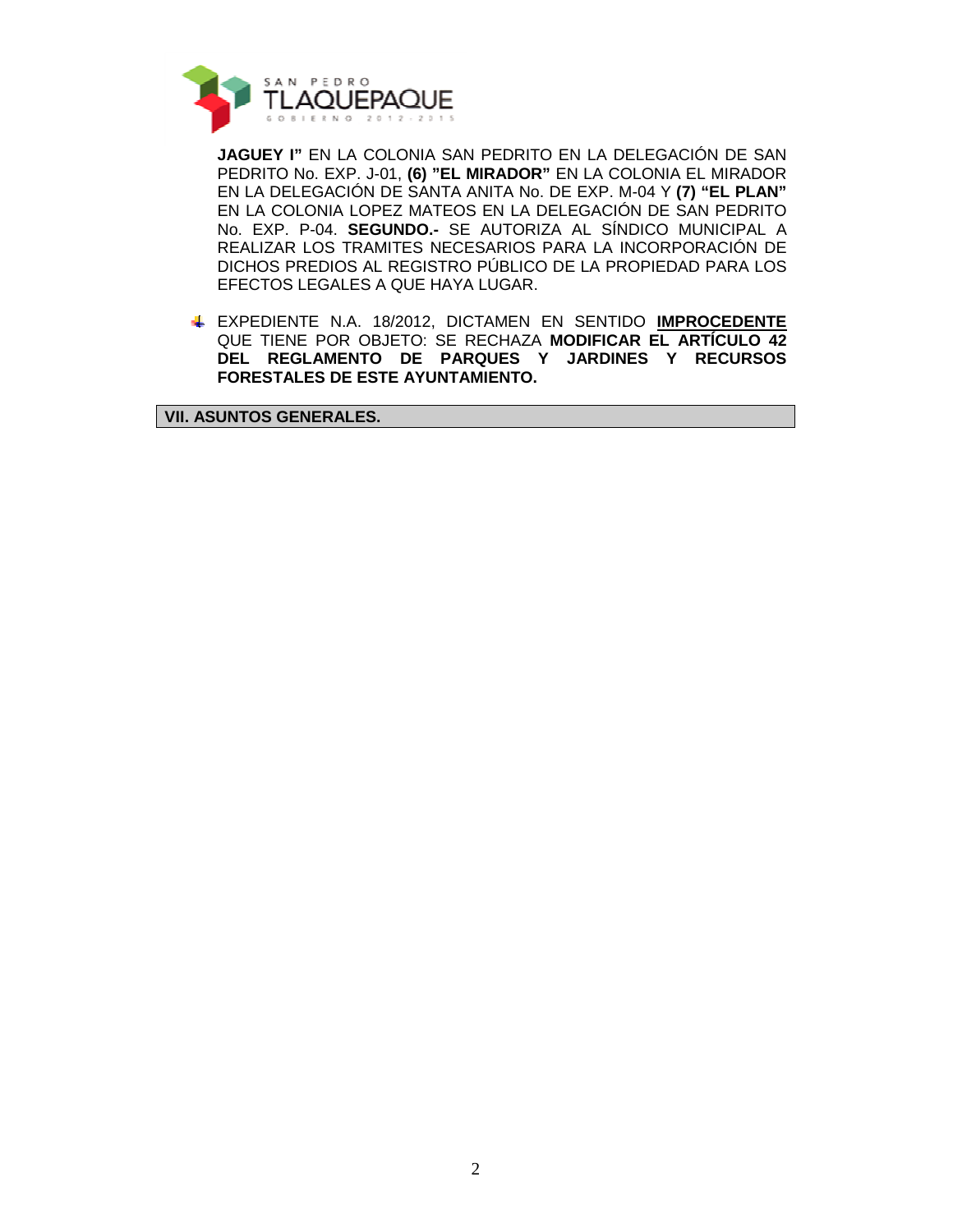**JAGUEY I"** EN LA COLONIA SAN PEDRITO EN LA DELEGACIÓN DE SAN PEDRITO No. EXP. J-01, **(6) "EL MIRADOR"** EN LA COLONIA EL MIRADOR EN LA DELEGACIÓN DE SANTA ANITA No. DE EXP. M-04 Y **(7) "EL PLAN"** EN LA COLONIA LOPEZ MATEOS EN LA DELEGACIÓN DE SAN PEDRITO No. EXP. P-04. **SEGUNDO.-** SE AUTORIZA AL SÍNDICO MUNICIPAL A REALIZAR LOS TRAMITES NECESARIOS PARA LA INCORPORACIÓN DE DICHOS PREDIOS AL REGISTRO PÚBLICO DE LA PROPIEDAD PARA LOS EFECTOS LEGALES A QUE HAYA LUGAR.

- EXPEDIENTE N.A. 18/2012, DICTAMEN EN SENTIDO **IMPROCEDENTE** QUE TIENE POR OBJETO: SE RECHAZA **MODIFICAR EL ARTÍCULO 42 DEL REGLAMENTO DE PARQUES Y JARDINES Y RECURSOS FORESTALES DE ESTE AYUNTAMIENTO.**

## VII. ASUNTOS GENERALES.